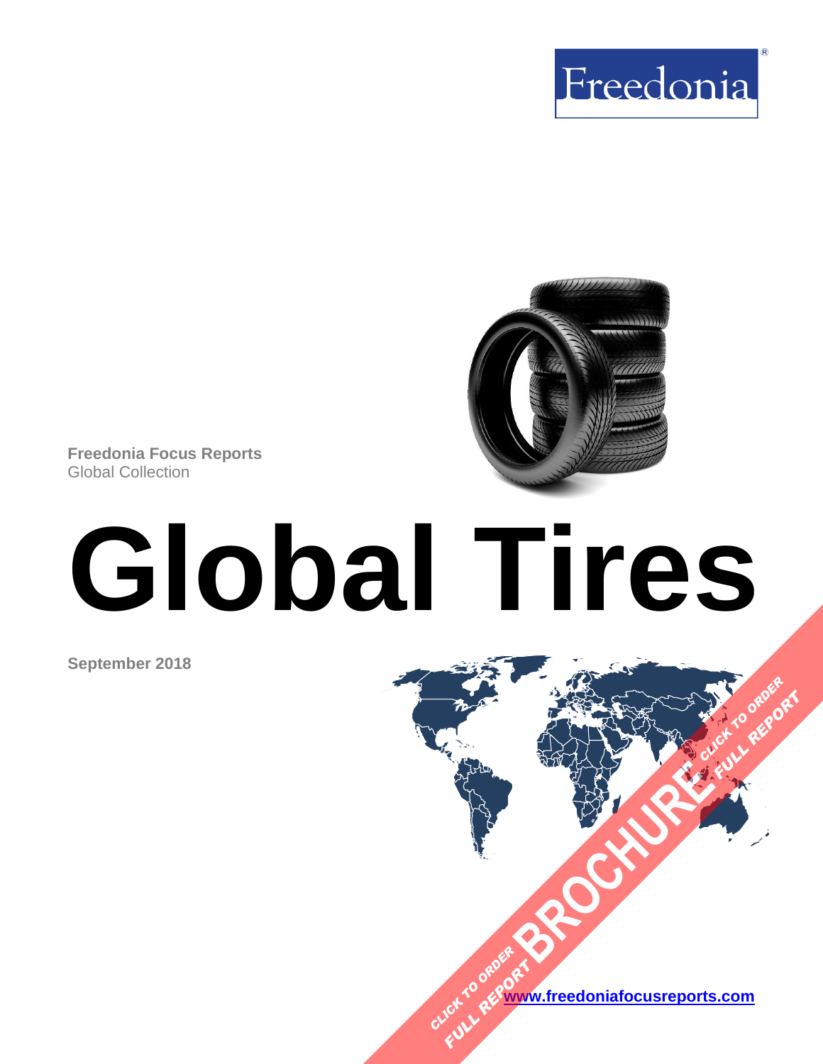Freedonia

**Freedonia Focus Reports**
Global Collection

# Global Tires

**September 2018**

[www.freedoniafocusreports.com](http://www.freedoniafocusreports.com)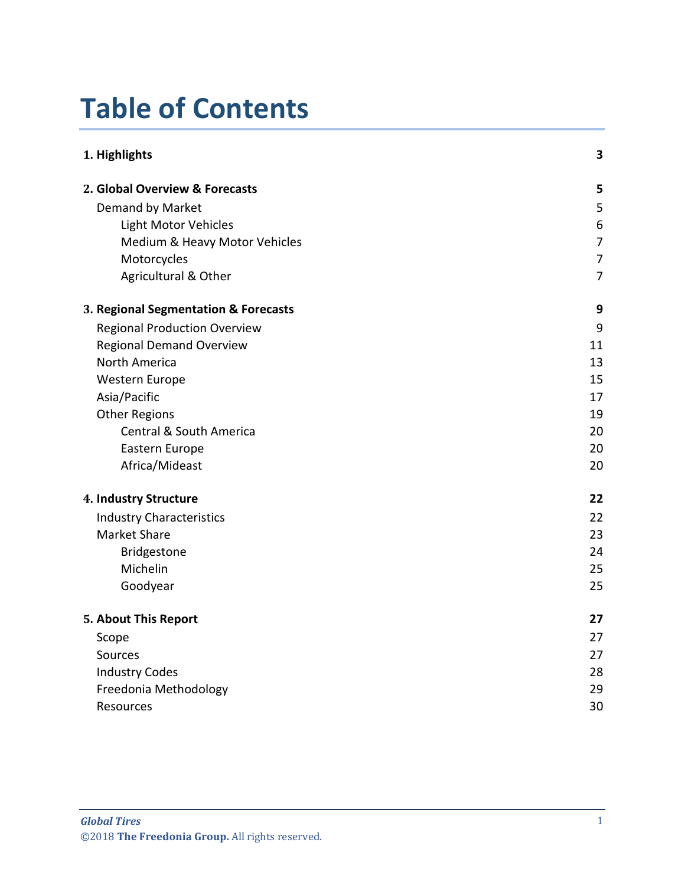# Table of Contents

| | |
|---|---|
| **1. Highlights** | **3** |
| **2. Global Overview & Forecasts** | **5** |
| Demand by Market | 5 |
| Light Motor Vehicles | 6 |
| Medium & Heavy Motor Vehicles | 7 |
| Motorcycles | 7 |
| Agricultural & Other | 7 |
| **3. Regional Segmentation & Forecasts** | **9** |
| Regional Production Overview | 9 |
| Regional Demand Overview | 11 |
| North America | 13 |
| Western Europe | 15 |
| Asia/Pacific | 17 |
| Other Regions | 19 |
| Central & South America | 20 |
| Eastern Europe | 20 |
| Africa/Mideast | 20 |
| **4. Industry Structure** | **22** |
| Industry Characteristics | 22 |
| Market Share | 23 |
| Bridgestone | 24 |
| Michelin | 25 |
| Goodyear | 25 |
| **5. About This Report** | **27** |
| Scope | 27 |
| Sources | 27 |
| Industry Codes | 28 |
| Freedonia Methodology | 29 |
| Resources | 30 |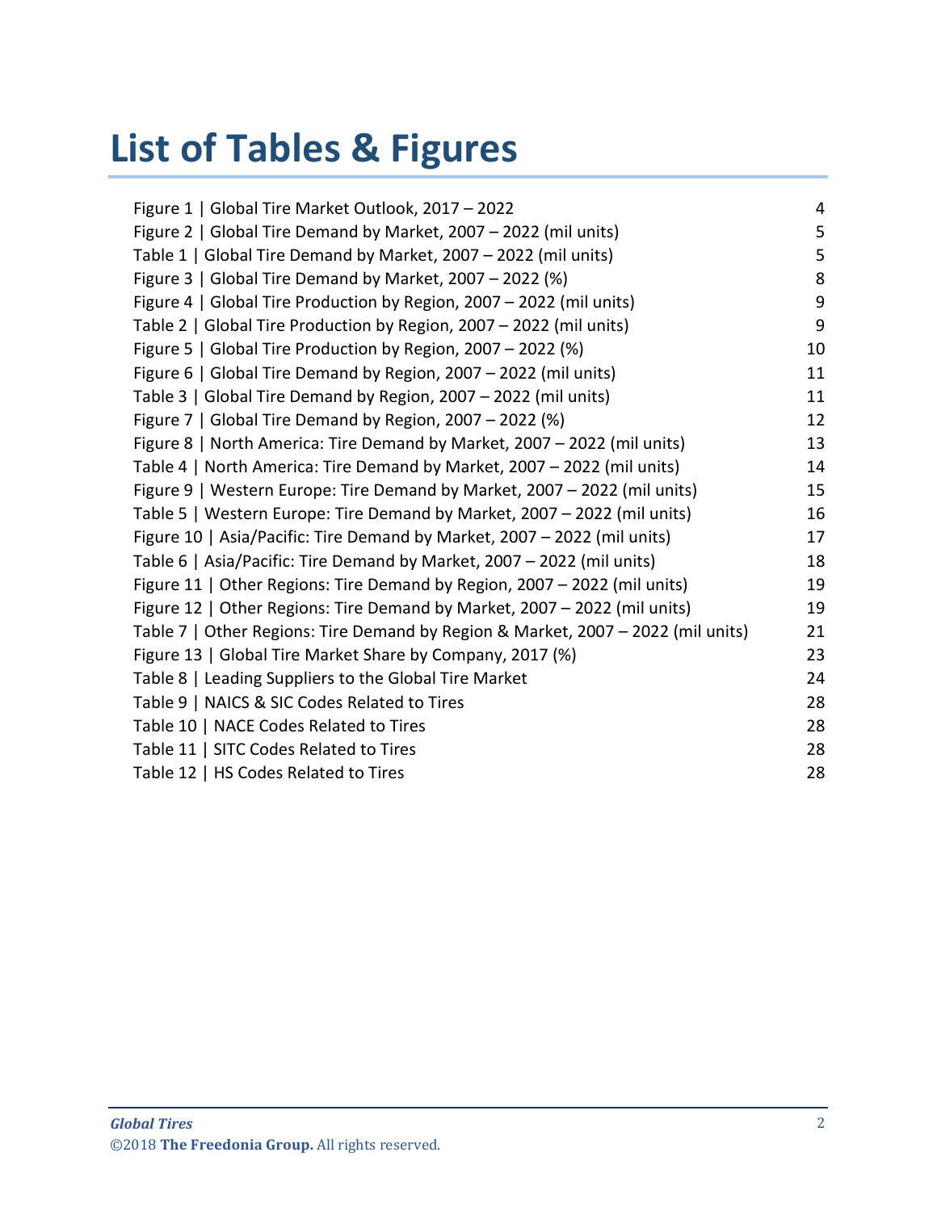# List of Tables & Figures

| | |
|---|---|
| Figure 1 \| Global Tire Market Outlook, 2017 – 2022 | 4 |
| Figure 2 \| Global Tire Demand by Market, 2007 – 2022 (mil units) | 5 |
| Table 1 \| Global Tire Demand by Market, 2007 – 2022 (mil units) | 5 |
| Figure 3 \| Global Tire Demand by Market, 2007 – 2022 (%) | 8 |
| Figure 4 \| Global Tire Production by Region, 2007 – 2022 (mil units) | 9 |
| Table 2 \| Global Tire Production by Region, 2007 – 2022 (mil units) | 9 |
| Figure 5 \| Global Tire Production by Region, 2007 – 2022 (%) | 10 |
| Figure 6 \| Global Tire Demand by Region, 2007 – 2022 (mil units) | 11 |
| Table 3 \| Global Tire Demand by Region, 2007 – 2022 (mil units) | 11 |
| Figure 7 \| Global Tire Demand by Region, 2007 – 2022 (%) | 12 |
| Figure 8 \| North America: Tire Demand by Market, 2007 – 2022 (mil units) | 13 |
| Table 4 \| North America: Tire Demand by Market, 2007 – 2022 (mil units) | 14 |
| Figure 9 \| Western Europe: Tire Demand by Market, 2007 – 2022 (mil units) | 15 |
| Table 5 \| Western Europe: Tire Demand by Market, 2007 – 2022 (mil units) | 16 |
| Figure 10 \| Asia/Pacific: Tire Demand by Market, 2007 – 2022 (mil units) | 17 |
| Table 6 \| Asia/Pacific: Tire Demand by Market, 2007 – 2022 (mil units) | 18 |
| Figure 11 \| Other Regions: Tire Demand by Region, 2007 – 2022 (mil units) | 19 |
| Figure 12 \| Other Regions: Tire Demand by Market, 2007 – 2022 (mil units) | 19 |
| Table 7 \| Other Regions: Tire Demand by Region & Market, 2007 – 2022 (mil units) | 21 |
| Figure 13 \| Global Tire Market Share by Company, 2017 (%) | 23 |
| Table 8 \| Leading Suppliers to the Global Tire Market | 24 |
| Table 9 \| NAICS & SIC Codes Related to Tires | 28 |
| Table 10 \| NACE Codes Related to Tires | 28 |
| Table 11 \| SITC Codes Related to Tires | 28 |
| Table 12 \| HS Codes Related to Tires | 28 |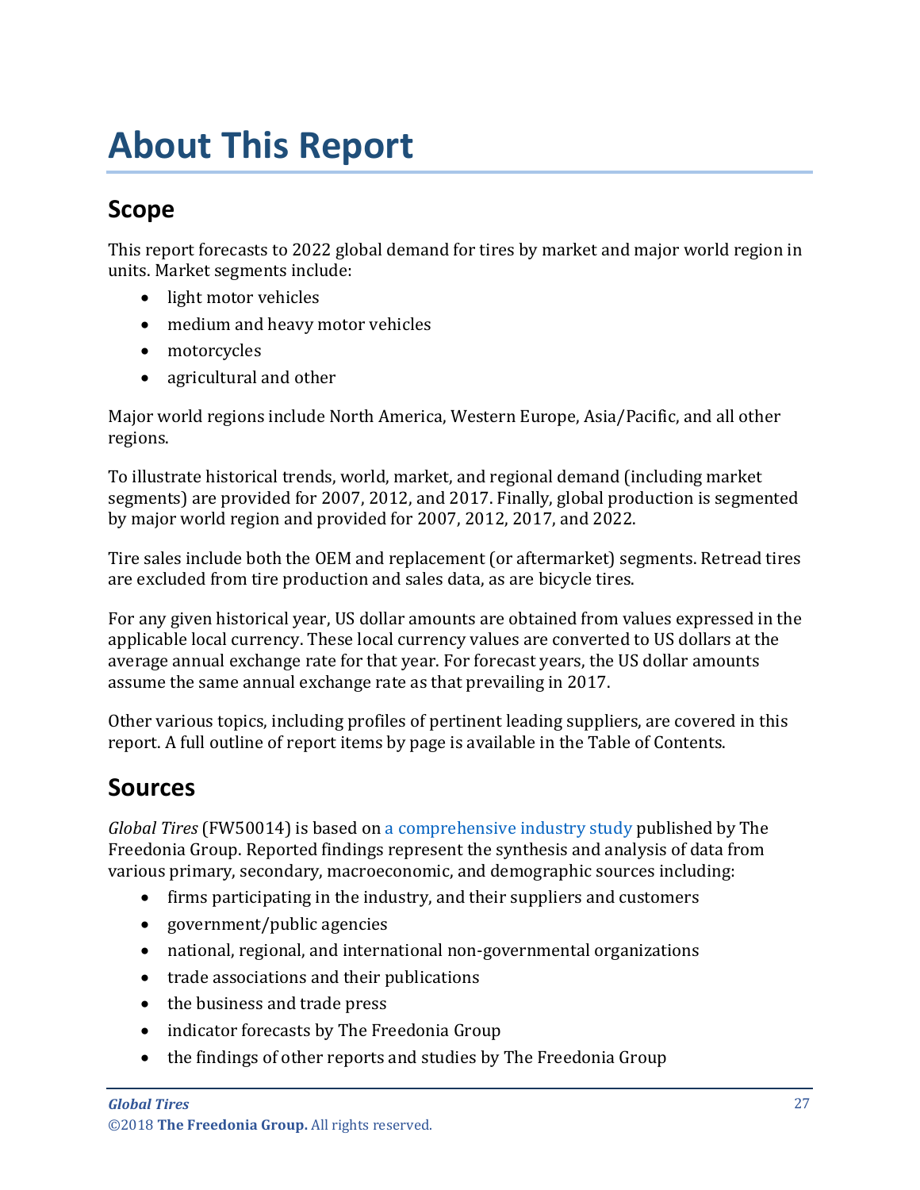# About This Report

## Scope

This report forecasts to 2022 global demand for tires by market and major world region in units. Market segments include:

- light motor vehicles
- medium and heavy motor vehicles
- motorcycles
- agricultural and other

Major world regions include North America, Western Europe, Asia/Pacific, and all other regions.

To illustrate historical trends, world, market, and regional demand (including market segments) are provided for 2007, 2012, and 2017. Finally, global production is segmented by major world region and provided for 2007, 2012, 2017, and 2022.

Tire sales include both the OEM and replacement (or aftermarket) segments. Retread tires are excluded from tire production and sales data, as are bicycle tires.

For any given historical year, US dollar amounts are obtained from values expressed in the applicable local currency. These local currency values are converted to US dollars at the average annual exchange rate for that year. For forecast years, the US dollar amounts assume the same annual exchange rate as that prevailing in 2017.

Other various topics, including profiles of pertinent leading suppliers, are covered in this report. A full outline of report items by page is available in the Table of Contents.

## Sources

*Global Tires* (FW50014) is based on a comprehensive industry study published by The Freedonia Group. Reported findings represent the synthesis and analysis of data from various primary, secondary, macroeconomic, and demographic sources including:

- firms participating in the industry, and their suppliers and customers
- government/public agencies
- national, regional, and international non-governmental organizations
- trade associations and their publications
- the business and trade press
- indicator forecasts by The Freedonia Group
- the findings of other reports and studies by The Freedonia Group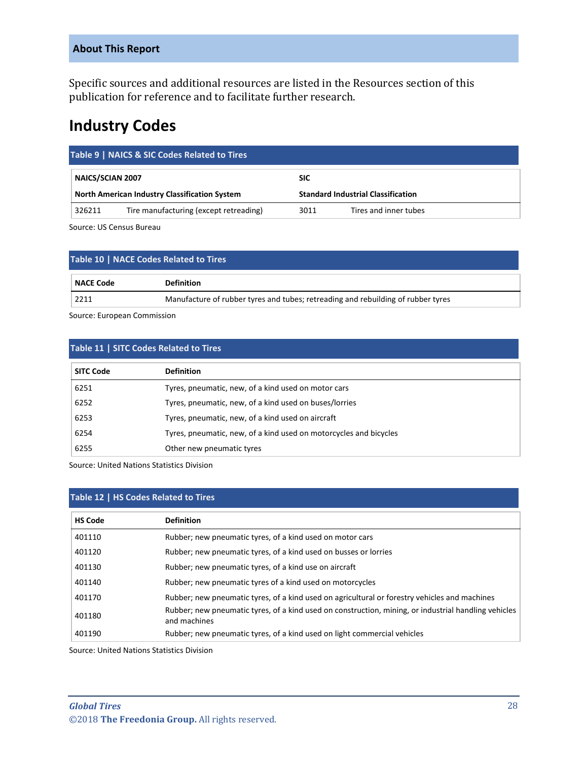## About This Report

Specific sources and additional resources are listed in the Resources section of this publication for reference and to facilitate further research.

# Industry Codes

**Table 9 | NAICS & SIC Codes Related to Tires**

| NAICS/SCIAN 2007 | | SIC | |
|---|---|---|---|
| **North American Industry Classification System** | | **Standard Industrial Classification** | |
| 326211 | Tire manufacturing (except retreading) | 3011 | Tires and inner tubes |

Source: US Census Bureau

**Table 10 | NACE Codes Related to Tires**

| NACE Code | Definition |
|---|---|
| 2211 | Manufacture of rubber tyres and tubes; retreading and rebuilding of rubber tyres |

Source: European Commission

**Table 11 | SITC Codes Related to Tires**

| SITC Code | Definition |
|---|---|
| 6251 | Tyres, pneumatic, new, of a kind used on motor cars |
| 6252 | Tyres, pneumatic, new, of a kind used on buses/lorries |
| 6253 | Tyres, pneumatic, new, of a kind used on aircraft |
| 6254 | Tyres, pneumatic, new, of a kind used on motorcycles and bicycles |
| 6255 | Other new pneumatic tyres |

Source: United Nations Statistics Division

**Table 12 | HS Codes Related to Tires**

| HS Code | Definition |
|---|---|
| 401110 | Rubber; new pneumatic tyres, of a kind used on motor cars |
| 401120 | Rubber; new pneumatic tyres, of a kind used on busses or lorries |
| 401130 | Rubber; new pneumatic tyres, of a kind use on aircraft |
| 401140 | Rubber; new pneumatic tyres of a kind used on motorcycles |
| 401170 | Rubber; new pneumatic tyres, of a kind used on agricultural or forestry vehicles and machines |
| 401180 | Rubber; new pneumatic tyres, of a kind used on construction, mining, or industrial handling vehicles and machines |
| 401190 | Rubber; new pneumatic tyres, of a kind used on light commercial vehicles |

Source: United Nations Statistics Division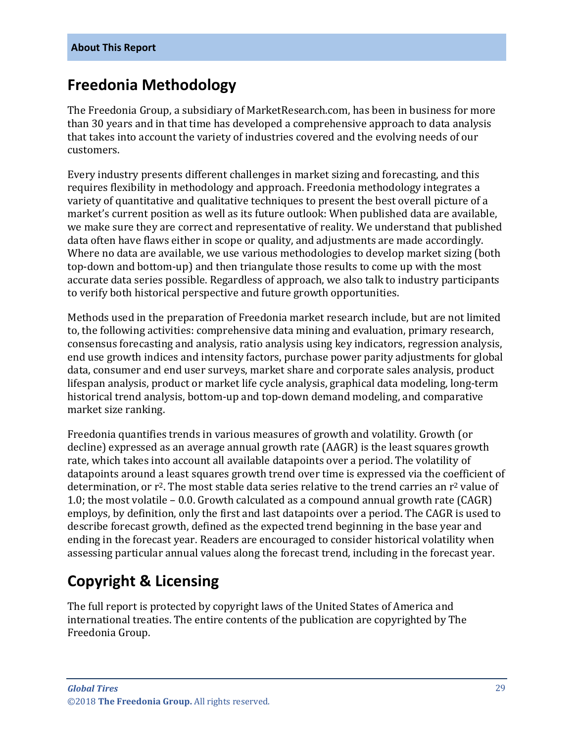## Freedonia Methodology

The Freedonia Group, a subsidiary of MarketResearch.com, has been in business for more than 30 years and in that time has developed a comprehensive approach to data analysis that takes into account the variety of industries covered and the evolving needs of our customers.

Every industry presents different challenges in market sizing and forecasting, and this requires flexibility in methodology and approach. Freedonia methodology integrates a variety of quantitative and qualitative techniques to present the best overall picture of a market's current position as well as its future outlook: When published data are available, we make sure they are correct and representative of reality. We understand that published data often have flaws either in scope or quality, and adjustments are made accordingly. Where no data are available, we use various methodologies to develop market sizing (both top-down and bottom-up) and then triangulate those results to come up with the most accurate data series possible. Regardless of approach, we also talk to industry participants to verify both historical perspective and future growth opportunities.

Methods used in the preparation of Freedonia market research include, but are not limited to, the following activities: comprehensive data mining and evaluation, primary research, consensus forecasting and analysis, ratio analysis using key indicators, regression analysis, end use growth indices and intensity factors, purchase power parity adjustments for global data, consumer and end user surveys, market share and corporate sales analysis, product lifespan analysis, product or market life cycle analysis, graphical data modeling, long-term historical trend analysis, bottom-up and top-down demand modeling, and comparative market size ranking.

Freedonia quantifies trends in various measures of growth and volatility. Growth (or decline) expressed as an average annual growth rate (AAGR) is the least squares growth rate, which takes into account all available datapoints over a period. The volatility of datapoints around a least squares growth trend over time is expressed via the coefficient of determination, or $r^2$. The most stable data series relative to the trend carries an $r^2$ value of 1.0; the most volatile – 0.0. Growth calculated as a compound annual growth rate (CAGR) employs, by definition, only the first and last datapoints over a period. The CAGR is used to describe forecast growth, defined as the expected trend beginning in the base year and ending in the forecast year. Readers are encouraged to consider historical volatility when assessing particular annual values along the forecast trend, including in the forecast year.

## Copyright & Licensing

The full report is protected by copyright laws of the United States of America and international treaties. The entire contents of the publication are copyrighted by The Freedonia Group.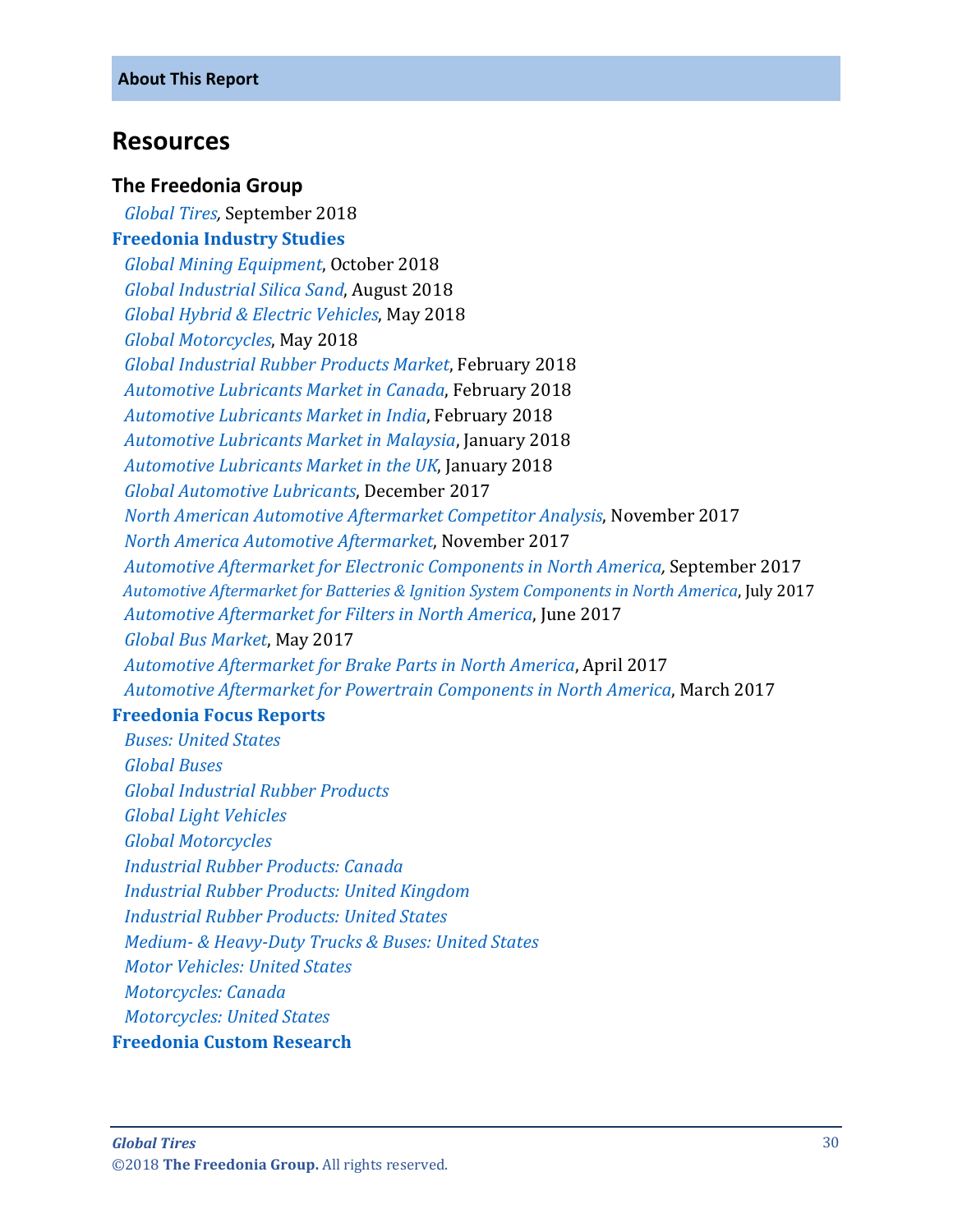## Resources

### The Freedonia Group

*Global Tires,* September 2018

**Freedonia Industry Studies**

*Global Mining Equipment*, October 2018
*Global Industrial Silica Sand*, August 2018
*Global Hybrid & Electric Vehicles*, May 2018
*Global Motorcycles*, May 2018
*Global Industrial Rubber Products Market*, February 2018
*Automotive Lubricants Market in Canada*, February 2018
*Automotive Lubricants Market in India*, February 2018
*Automotive Lubricants Market in Malaysia*, January 2018
*Automotive Lubricants Market in the UK*, January 2018
*Global Automotive Lubricants*, December 2017
*North American Automotive Aftermarket Competitor Analysis*, November 2017
*North America Automotive Aftermarket*, November 2017
*Automotive Aftermarket for Electronic Components in North America,* September 2017
*Automotive Aftermarket for Batteries & Ignition System Components in North America*, July 2017
*Automotive Aftermarket for Filters in North America*, June 2017
*Global Bus Market*, May 2017
*Automotive Aftermarket for Brake Parts in North America*, April 2017
*Automotive Aftermarket for Powertrain Components in North America*, March 2017

**Freedonia Focus Reports**

*Buses: United States*
*Global Buses*
*Global Industrial Rubber Products*
*Global Light Vehicles*
*Global Motorcycles*
*Industrial Rubber Products: Canada*
*Industrial Rubber Products: United Kingdom*
*Industrial Rubber Products: United States*
*Medium- & Heavy-Duty Trucks & Buses: United States*
*Motor Vehicles: United States*
*Motorcycles: Canada*
*Motorcycles: United States*

**Freedonia Custom Research**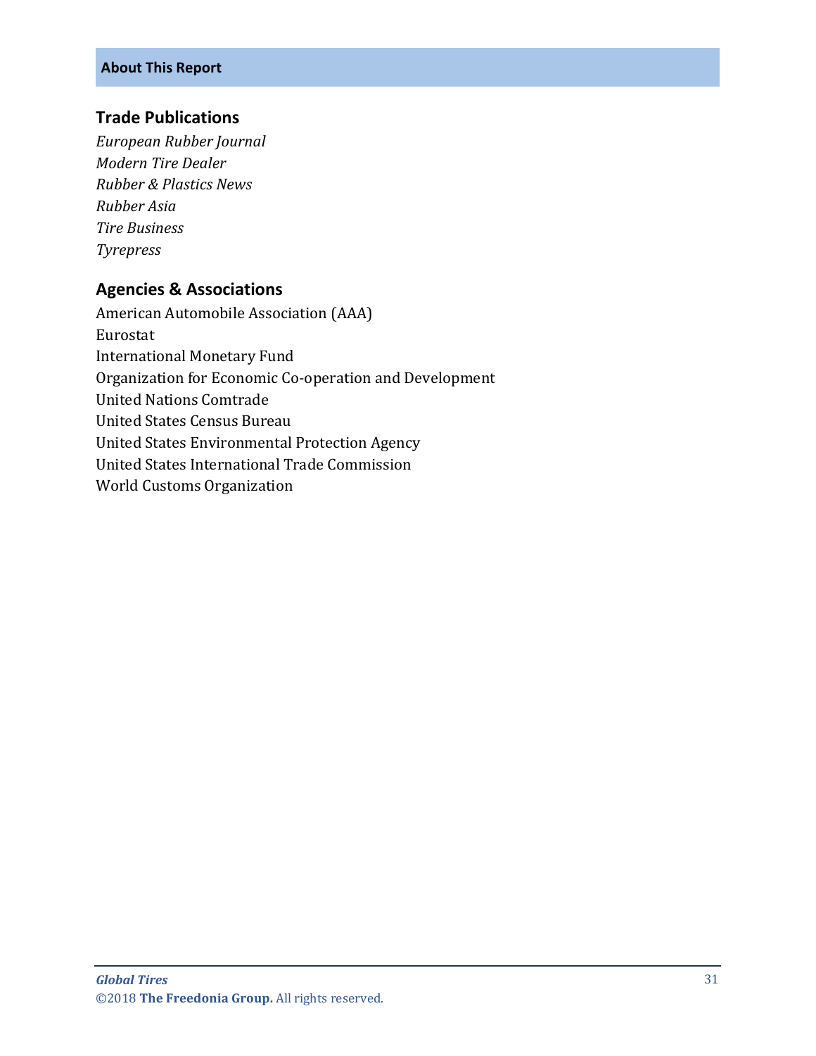## Trade Publications

*European Rubber Journal*
*Modern Tire Dealer*
*Rubber & Plastics News*
*Rubber Asia*
*Tire Business*
*Tyrepress*

## Agencies & Associations

American Automobile Association (AAA)
Eurostat
International Monetary Fund
Organization for Economic Co-operation and Development
United Nations Comtrade
United States Census Bureau
United States Environmental Protection Agency
United States International Trade Commission
World Customs Organization